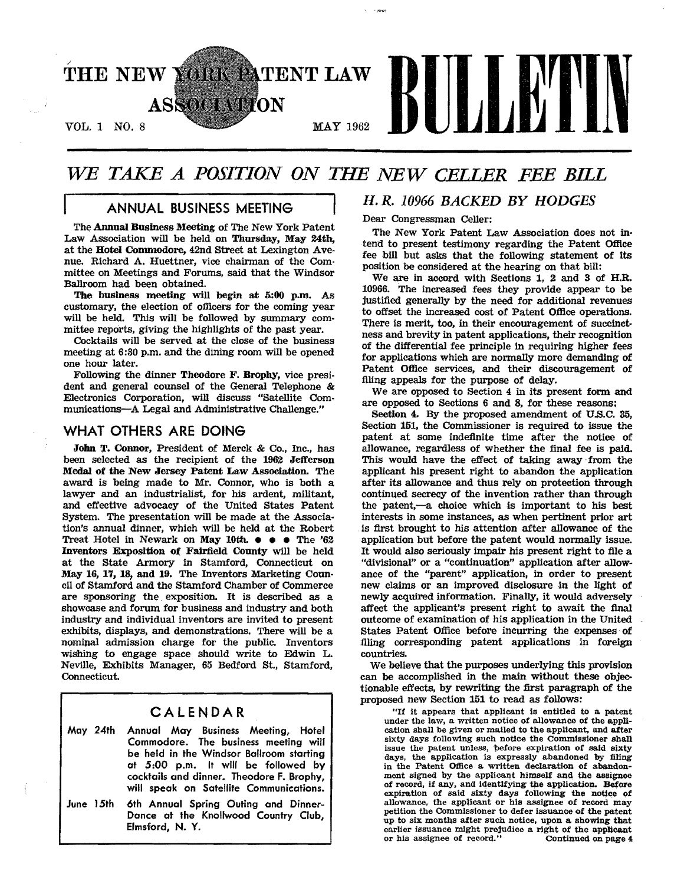# THE NEW YORK PATENT LAW ASSOCIATION BULLETIN

VOL. 1 NO. 8 MAY 1962

# *WE TAKE A POSITION ON THE NEW CELLER FEE BILL*

## ANNUAL BUSINESS MEETING

The **Annual Business Meeting** of The New York Patent Law Association will be held on **Thursday, May 24th,** at the **Hotel Commodore,** 42nd Street at Lexington Avenue. Richard A. Huettner, vice chairman of the Committee on Meetings and Forums, said that the Windsor Ballroom had been obtained.

**The business meeting** will begin at **5:00** p.m. As customary, the election of officers for the coming year will be held. This will be followed by summary committee reports, giving the highlights of the past year.

Cocktails will be served at the close of the business meeting at 6:30 p.m. and the dining room will be opened one hour later.

Following the dinner **Theodore F. Brophy,** vice president and general counsel of the General Telephone & Electronics Corporation, will discuss "Satellite Communications—A Legal and Administrative Challenge."

## WHAT OTHERS ARE DOING

**John T. Connor,** President of Merck & Co., Inc., has been selected as the recipient of the **1962 Jefferson Medal of the New Jersey Patent Law Association.** The award is being made to Mr. Connor, who is both a lawyer and an industrialist, for his ardent, militant, and effective advocacy of the United States Patent System. The presentation will be made at the Association's annual dinner, which will be held at the Robert Treat Hotel in Newark on **May 10th.** • • • The **'62 Inventors Exposition of Fairfield County** will be held at the State Armory in Stamford, Connecticut on **May 16, 17, 18, and 19.** The Inventors Marketing Council of Stamford and the Stamford Chamber of Commerce are sponsoring the exposition. It is described as a showcase and forum for business and industry and both industry and individual inventors are invited to present exhibits, displays, and demonstrations. There will be a nominal admission charge for the public. Inventors wishing to engage space should write to Edwin L. Neville, Exhibits Manager, 65 Bedford St., Stamford, Connecticut.

## CALENDAR

| | |
|---|---|
| May 24th | Annual May Business Meeting, Hotel Commodore. The business meeting will be held in the Windsor Ballroom starting at 5:00 p.m. It will be followed by cocktails and dinner. Theodore F. Brophy, will speak on Satellite Communications. |
| June 15th | 6th Annual Spring Outing and Dinner-Dance at the Knollwood Country Club, Elmsford, N. Y. |

## *H. R. 10966 BACKED BY HODGES*

Dear Congressman Celler:

The New York Patent Law Association does not intend to present testimony regarding the Patent Office fee bill but asks that the following statement of its position be considered at the hearing on that bill:

We are in accord with Sections 1, 2 and 3 of H.R. 10966. The increased fees they provide appear to be justified generally by the need for additional revenues to offset the increased cost of Patent Office operations. There is merit, too, in their encouragement of succinctness and brevity in patent applications, their recognition of the differential fee principle in requiring higher fees for applications which are normally more demanding of Patent Office services, and their discouragement of filing appeals for the purpose of delay.

We are opposed to Section 4 in its present form and are opposed to Sections 6 and 8, for these reasons:

**Section 4.** By the proposed amendment of U.S.C. 35, Section 151, the Commissioner is required to issue the patent at some indefinite time after the notice of allowance, regardless of whether the final fee is paid. This would have the effect of taking away from the applicant his present right to abandon the application after its allowance and thus rely on protection through continued secrecy of the invention rather than through the patent,—a choice which is important to his best interests in some instances, as when pertinent prior art is first brought to his attention after allowance of the application but before the patent would normally issue. It would also seriously impair his present right to file a "divisional" or a "continuation" application after allowance of the "parent" application, in order to present new claims or an improved disclosure in the light of newly acquired information. Finally, it would adversely affect the applicant's present right to await the final outcome of examination of his application in the United States Patent Office before incurring the expenses of filing corresponding patent applications in foreign countries.

We believe that the purposes underlying this provision can be accomplished in the main without these objectionable effects, by rewriting the first paragraph of the proposed new Section 151 to read as follows:

> "If it appears that applicant is entitled to a patent under the law, a written notice of allowance of the application shall be given or mailed to the applicant, and after sixty days following such notice the Commissioner shall issue the patent unless, before expiration of said sixty days, the application is expressly abandoned by filing in the Patent Office a written declaration of abandonment signed by the applicant himself and the assignee of record, if any, and identifying the application. Before expiration of said sixty days following the notice of allowance, the applicant or his assignee of record may petition the Commissioner to defer issuance of the patent up to six months after such notice, upon a showing that earlier issuance might prejudice a right of the applicant or his assignee of record."

Continued on page 4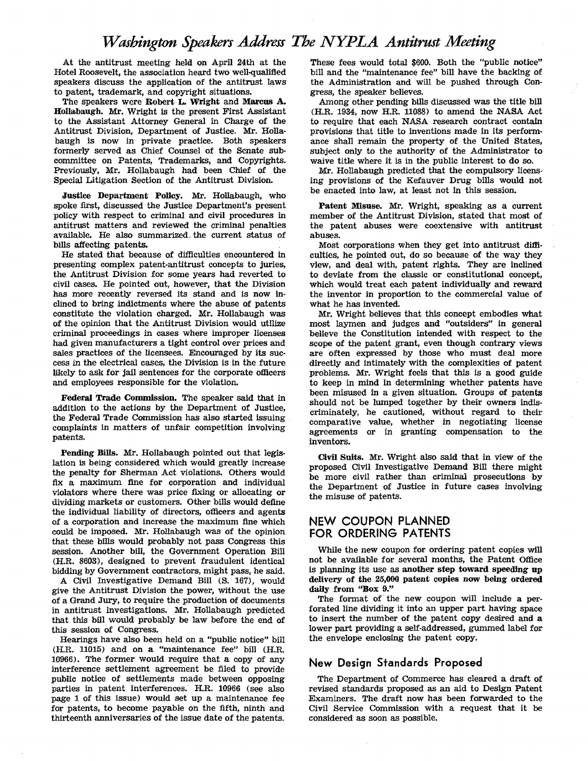# *Washington Speakers Address The NYPLA Antitrust Meeting*

At the antitrust meeting held on April 24th at the Hotel Roosevelt, the association heard two well-qualified speakers discuss the application of the antitrust laws to patent, trademark, and copyright situations.

The speakers were **Robert L. Wright** and **Marcus A. Hollabaugh.** Mr. Wright is the present First Assistant to the Assistant Attorney General in Charge of the Antitrust Division, Department of Justice. Mr. Hollabaugh is now in private practice. Both speakers formerly served as Chief Counsel of the Senate subcommittee on Patents, Trademarks, and Copyrights. Previously, Mr. Hollabaugh had been Chief of the Special Litigation Section of the Antitrust Division.

**Justice Department Policy.** Mr. Hollabaugh, who spoke first, discussed the Justice Department's present policy with respect to criminal and civil procedures in antitrust matters and reviewed the criminal penalties available. He also summarized the current status of bills affecting patents.

He stated that because of difficulties encountered in presenting complex patent-antitrust concepts to juries, the Antitrust Division for some years had reverted to civil cases. He pointed out, however, that the Division has more recently reversed its stand and is now inclined to bring indictments where the abuse of patents constitute the violation charged. Mr. Hollabaugh was of the opinion that the Antitrust Division would utilize criminal proceedings in cases where improper licenses had given manufacturers a tight control over prices and sales practices of the licensees. Encouraged by its success in the electrical cases, the Division is in the future likely to ask for jail sentences for the corporate officers and employees responsible for the violation.

**Federal Trade Commission.** The speaker said that in addition to the actions by the Department of Justice, the Federal Trade Commission has also started issuing complaints in matters of unfair competition involving patents.

**Pending Bills.** Mr. Hollabaugh pointed out that legislation is being considered which would greatly increase the penalty for Sherman Act violations. Others would fix a maximum fine for corporation and individual violators where there was price fixing or allocating or dividing markets or customers. Other bills would define the individual liability of directors, officers and agents of a corporation and increase the maximum fine which could be imposed. Mr. Hollabaugh was of the opinion that these bills would probably not pass Congress this session. Another bill, the Government Operation Bill (H.R. 8603), designed to prevent fraudulent identical bidding by Government contractors, might pass, he said.

A Civil Investigative Demand Bill (S. 167), would give the Antitrust Division the power, without the use of a Grand Jury, to require the production of documents in antitrust investigations. Mr. Hollabaugh predicted that this bill would probably be law before the end of this session of Congress.

Hearings have also been held on a "public notice" bill (H.R. 11015) and on a "maintenance fee" bill (H.R. 10966). The former would require that a copy of any interference settlement agreement be filed to provide public notice of settlements made between opposing parties in patent interferences. H.R. 10966 (see also page 1 of this issue) would set up a maintenance fee for patents, to become payable on the fifth, ninth and thirteenth anniversaries of the issue date of the patents. These fees would total $600. Both the "public notice" bill and the "maintenance fee" bill have the backing of the Administration and will be pushed through Congress, the speaker believes.

Among other pending bills discussed was the title bill (H.R. 1934, now H.R. 11088) to amend the NASA Act to require that each NASA research contract contain provisions that title to inventions made in its performance shall remain the property of the United States, subject only to the authority of the Administrator to waive title where it is in the public interest to do so.

Mr. Hollabaugh predicted that the compulsory licensing provisions of the Kefauver Drug bills would not be enacted into law, at least not in this session.

**Patent Misuse.** Mr. Wright, speaking as a current member of the Antitrust Division, stated that most of the patent abuses were coextensive with antitrust abuses.

Most corporations when they get into antitrust difficulties, he pointed out, do so because of the way they view, and deal with, patent rights. They are inclined to deviate from the classic or constitutional concept, which would treat each patent individually and reward the inventor in proportion to the commercial value of what he has invented.

Mr. Wright believes that this concept embodies what most laymen and judges and "outsiders" in general believe the Constitution intended with respect to the scope of the patent grant, even though contrary views are often expressed by those who must deal more directly and intimately with the complexities of patent problems. Mr. Wright feels that this is a good guide to keep in mind in determining whether patents have been misused in a given situation. Groups of patents should not be lumped together by their owners indiscriminately, he cautioned, without regard to their comparative value, whether in negotiating license agreements or in granting compensation to the inventors.

**Civil Suits.** Mr. Wright also said that in view of the proposed Civil Investigative Demand Bill there might be more civil rather than criminal prosecutions by the Department of Justice in future cases involving the misuse of patents.

## NEW COUPON PLANNED FOR ORDERING PATENTS

While the new coupon for ordering patent copies will not be available for several months, the Patent Office is planning its use as **another step toward speeding up delivery of the 25,000 patent copies now being ordered daily from "Box 9."**

The format of the new coupon will include a perforated line dividing it into an upper part having space to insert the number of the patent copy desired and a lower part providing a self-addressed, gummed label for the envelope enclosing the patent copy.

## New Design Standards Proposed

The Department of Commerce has cleared a draft of revised standards proposed as an aid to Design Patent Examiners. The draft now has been forwarded to the Civil Service Commission with a request that it be considered as soon as possible.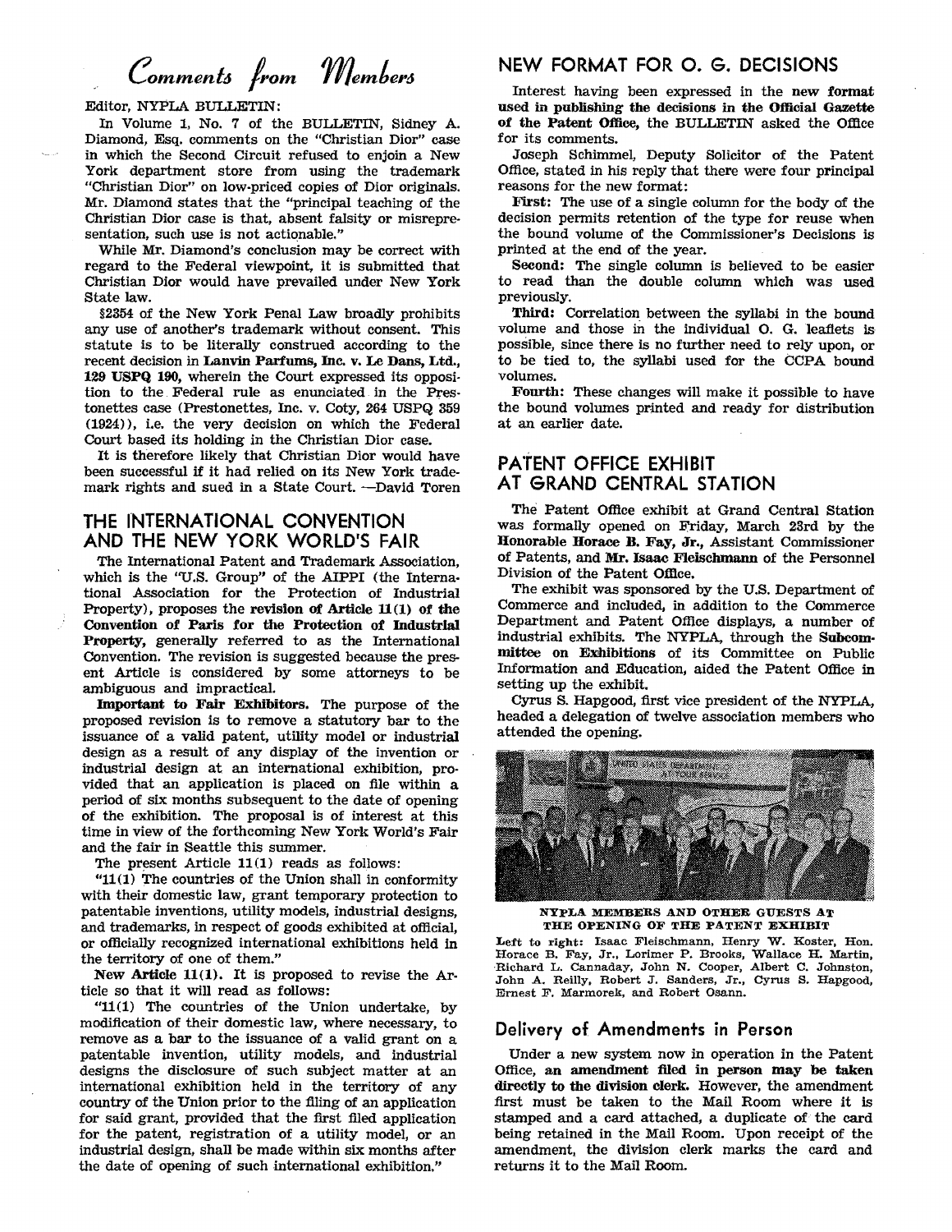# Comments from Members

Editor, NYPLA BULLETIN:

In Volume 1, No. 7 of the BULLETIN, Sidney A. Diamond, Esq. comments on the "Christian Dior" case in which the Second Circuit refused to enjoin a New York department store from using the trademark "Christian Dior" on low-priced copies of Dior originals. Mr. Diamond states that the "principal teaching of the Christian Dior case is that, absent falsity or misrepresentation, such use is not actionable."

While Mr. Diamond's conclusion may be correct with regard to the Federal viewpoint, it is submitted that Christian Dior would have prevailed under New York State law.

§2354 of the New York Penal Law broadly prohibits any use of another's trademark without consent. This statute is to be literally construed according to the recent decision in **Lanvin Parfums, Inc. v. Le Dans, Ltd., 129 USPQ 190,** wherein the Court expressed its opposition to the Federal rule as enunciated in the Prestonettes case (Prestonettes, Inc. v. Coty, 264 USPQ 359 (1924)), i.e. the very decision on which the Federal Court based its holding in the Christian Dior case.

It is therefore likely that Christian Dior would have been successful if it had relied on its New York trademark rights and sued in a State Court. —David Toren

## THE INTERNATIONAL CONVENTION AND THE NEW YORK WORLD'S FAIR

The International Patent and Trademark Association, which is the "U.S. Group" of the AIPPI (the International Association for the Protection of Industrial Property), proposes the **revision of Article 11(1) of the Convention of Paris for the Protection of Industrial Property,** generally referred to as the International Convention. The revision is suggested because the present Article is considered by some attorneys to be ambiguous and impractical.

**Important to Fair Exhibitors.** The purpose of the proposed revision is to remove a statutory bar to the issuance of a valid patent, utility model or industrial design as a result of any display of the invention or industrial design at an international exhibition, provided that an application is placed on file within a period of six months subsequent to the date of opening of the exhibition. The proposal is of interest at this time in view of the forthcoming New York World's Fair and the fair in Seattle this summer.

The present Article 11(1) reads as follows:

"11(1) The countries of the Union shall in conformity with their domestic law, grant temporary protection to patentable inventions, utility models, industrial designs, and trademarks, in respect of goods exhibited at official, or officially recognized international exhibitions held in the territory of one of them."

**New Article 11(1).** It is proposed to revise the Article so that it will read as follows:

"11(1) The countries of the Union undertake, by modification of their domestic law, where necessary, to remove as a bar to the issuance of a valid grant on a patentable invention, utility models, and industrial designs the disclosure of such subject matter at an international exhibition held in the territory of any country of the Union prior to the fling of an application for said grant, provided that the first filed application for the patent, registration of a utility model, or an industrial design, shall be made within six months after the date of opening of such international exhibition."

## NEW FORMAT FOR O. G. DECISIONS

Interest having been expressed in the **new format used in publishing the decisions in the Official Gazette of the Patent Office,** the BULLETIN asked the Office for its comments.

Joseph Schimmel, Deputy Solicitor of the Patent Office, stated in his reply that there were four principal reasons for the new format:

**First:** The use of a single column for the body of the decision permits retention of the type for reuse when the bound volume of the Commissioner's Decisions is printed at the end of the year.

**Second:** The single column is believed to be easier to read than the double column which was used previously.

**Third:** Correlation between the syllabi in the bound volume and those in the individual O. G. leaflets is possible, since there is no further need to rely upon, or to be tied to, the syllabi used for the CCPA bound volumes.

**Fourth:** These changes will make it possible to have the bound volumes printed and ready for distribution at an earlier date.

## PATENT OFFICE EXHIBIT AT GRAND CENTRAL STATION

The Patent Office exhibit at Grand Central Station was formally opened on Friday, March 23rd by the **Honorable Horace B. Fay, Jr.,** Assistant Commissioner of Patents, and **Mr. Isaac Fleischmann** of the Personnel Division of the Patent Office.

The exhibit was sponsored by the U.S. Department of Commerce and included, in addition to the Commerce Department and Patent Office displays, a number of industrial exhibits. The NYPLA, through the **Subcommittee on Exhibitions** of its Committee on Public Information and Education, aided the Patent Office in setting up the exhibit.

Cyrus S. Hapgood, first vice president of the NYPLA, headed a delegation of twelve association members who attended the opening.

**NYPLA MEMBERS AND OTHER GUESTS AT THE OPENING OF THE PATENT EXHIBIT**

Left to right: Isaac Fleischmann, Henry W. Koster, Hon. Horace B. Fay, Jr., Lorimer P. Brooks, Wallace H. Martin, Richard L. Cannaday, John N. Cooper, Albert C. Johnston, John A. Reilly, Robert J. Sanders, Jr., Cyrus S. Hapgood, Ernest F. Marmorek, and Robert Osann.

### Delivery of Amendments in Person

Under a new system now in operation in the Patent Office, **an amendment filed in person may be taken directly to the division clerk.** However, the amendment first must be taken to the Mail Room where it is stamped and a card attached, a duplicate of the card being retained in the Mail Room. Upon receipt of the amendment, the division clerk marks the card and returns it to the Mail Room.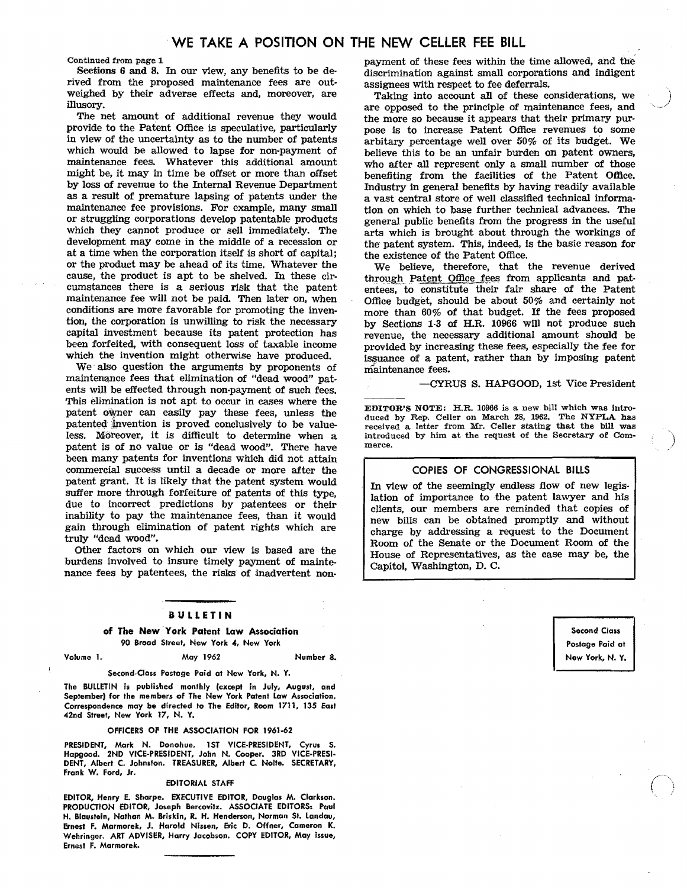# WE TAKE A POSITION ON THE NEW CELLER FEE BILL

Continued from page 1

**Sections 6 and 8.** In our view, any benefits to be derived from the proposed maintenance fees are outweighed by their adverse effects and, moreover, are illusory.

The net amount of additional revenue they would provide to the Patent Office is speculative, particularly in view of the uncertainty as to the number of patents which would be allowed to lapse for non-payment of maintenance fees. Whatever this additional amount might be, it may in time be offset or more than offset by loss of revenue to the Internal Revenue Department as a result of premature lapsing of patents under the maintenance fee provisions. For example, many small or struggling corporations develop patentable products which they cannot produce or sell immediately. The development may come in the middle of a recession or at a time when the corporation itself is short of capital; or the product may be ahead of its time. Whatever the cause, the product is apt to be shelved. In these circumstances there is a serious risk that the patent maintenance fee will not be paid. Then later on, when conditions are more favorable for promoting the invention, the corporation is unwilling to risk the necessary capital investment because its patent protection has been forfeited, with consequent loss of taxable income which the invention might otherwise have produced.

We also question the arguments by proponents of maintenance fees that elimination of "dead wood" patents will be effected through non-payment of such fees. This elimination is not apt to occur in cases where the patent owner can easily pay these fees, unless the patented invention is proved conclusively to be valueless. Moreover, it is difficult to determine when a patent is of no value or is "dead wood". There have been many patents for inventions which did not attain commercial success until a decade or more after the patent grant. It is likely that the patent system would suffer more through forfeiture of patents of this type, due to incorrect predictions by patentees or their inability to pay the maintenance fees, than it would gain through elimination of patent rights which are truly "dead wood".

Other factors on which our view is based are the burdens involved to insure timely payment of maintenance fees by patentees, the risks of inadvertent non-payment of these fees within the time allowed, and the discrimination against small corporations and indigent assignees with respect to fee deferrals.

Taking into account all of these considerations, we are opposed to the principle of maintenance fees, and the more so because it appears that their primary purpose is to increase Patent Office revenues to some arbitary percentage well over 50% of its budget. We believe this to be an unfair burden on patent owners, who after all represent only a small number of those benefiting from the facilities of the Patent Office. Industry in general benefits by having readily available a vast central store of well classified technical information on which to base further technical advances. The general public benefits from the progress in the useful arts which is brought about through the workings of the patent system. This, indeed, is the basic reason for the existence of the Patent Office.

We believe, therefore, that the revenue derived through Patent Office fees from applicants and patentees, to constitute their fair share of the Patent Office budget, should be about 50% and certainly not more than 60% of that budget. If the fees proposed by Sections 1-3 of H.R. 10966 will not produce such revenue, the necessary additional amount should be provided by increasing these fees, especially the fee for issuance of a patent, rather than by imposing patent maintenance fees.

—CYRUS S. HAPGOOD, 1st Vice President

**EDITOR'S NOTE:** H.R. 10966 is a new bill which was introduced by Rep. Celler on March 28, 1962. The NYPLA has received a letter from Mr. Celler stating that the bill was introduced by him at the request of the Secretary of Commerce.

## COPIES OF CONGRESSIONAL BILLS

In view of the seemingly endless flow of new legislation of importance to the patent lawyer and his clients, our members are reminded that copies of new bills can be obtained promptly and without charge by addressing a request to the Document Room of the Senate or the Document Room of the House of Representatives, as the case may be, the Capitol, Washington, D. C.

---

**BULLETIN**

**of The New York Patent Law Association**

90 Broad Street, New York 4, New York

Volume 1. May 1962 Number 8.

Second-Class Postage Paid at New York, N. Y.

The BULLETIN is published monthly (except in July, August, and September) for the members of The New York Patent Law Association. Correspondence may be directed to The Editor, Room 1711, 135 East 42nd Street, New York 17, N. Y.

OFFICERS OF THE ASSOCIATION FOR 1961-62

PRESIDENT, Mark N. Donohue. 1ST VICE-PRESIDENT, Cyrus S. Hapgood. 2ND VICE-PRESIDENT, John N. Cooper. 3RD VICE-PRESIDENT, Albert C. Johnston. TREASURER, Albert C. Nolte. SECRETARY, Frank W. Ford, Jr.

EDITORIAL STAFF

EDITOR, Henry E. Sharpe. EXECUTIVE EDITOR, Douglas M. Clarkson. PRODUCTION EDITOR, Joseph Bercovitz. ASSOCIATE EDITORS: Paul H. Blaustein, Nathan M. Briskin, R. H. Henderson, Norman St. Landau, Ernest F. Marmorek, J. Harold Nissen, Eric D. Offner, Cameron K. Wehringer. ART ADVISER, Harry Jacobson. COPY EDITOR, May issue, Ernest F. Marmorek.

---

Second Class
Postage Paid at
New York, N. Y.